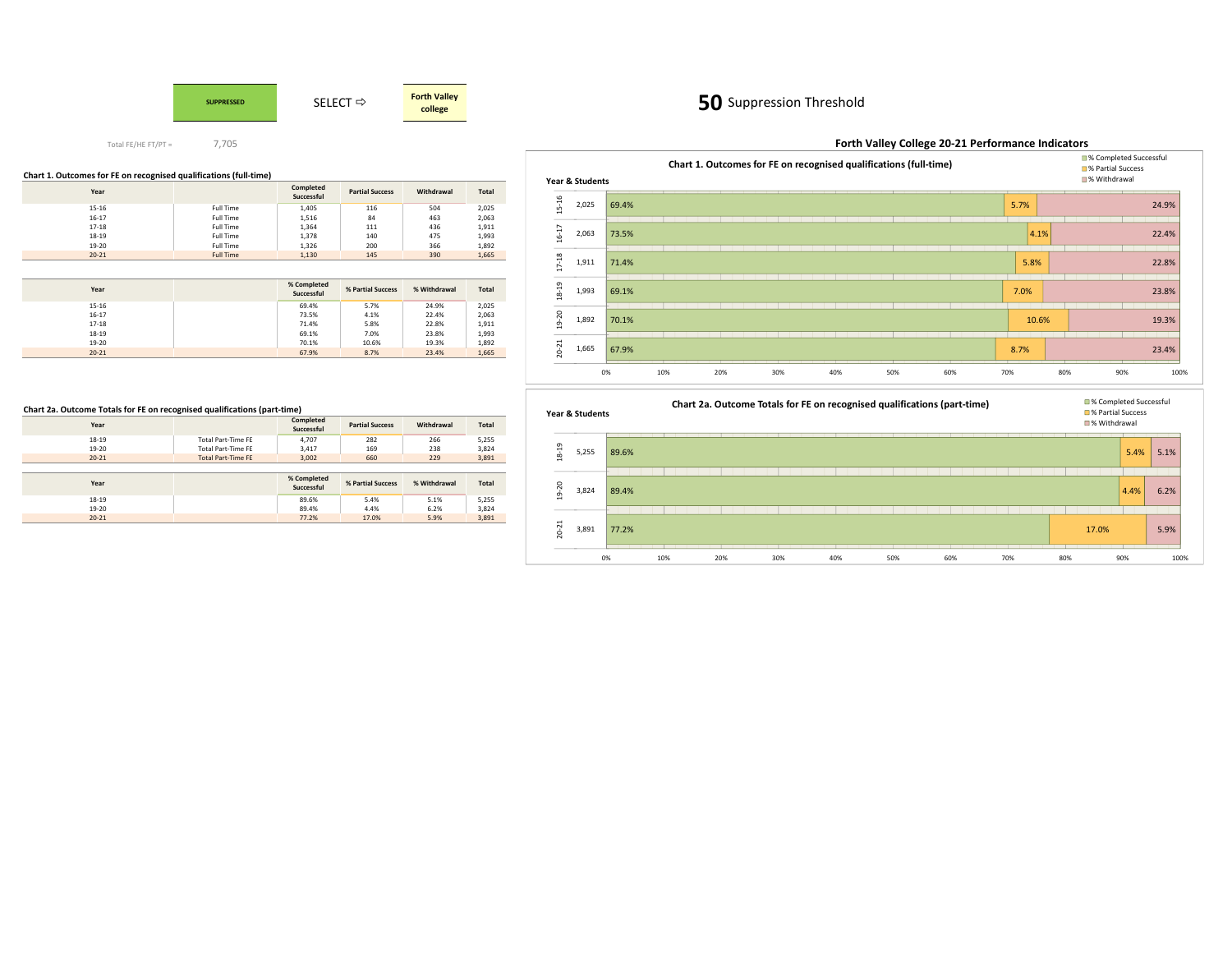SUPPRESSED

SELECT ⇨ **Forth Valley college**

**50** Suppression Threshold

Total FE/HE FT/PT = 7,705

**Chart 1. Outcomes for FE on recognised qualifications (full-time)**

| Year | | Completed Successful | Partial Success | Withdrawal | Total |
|---|---|---|---|---|---|
| 15-16 | Full Time | 1,405 | 116 | 504 | 2,025 |
| 16-17 | Full Time | 1,516 | 84 | 463 | 2,063 |
| 17-18 | Full Time | 1,364 | 111 | 436 | 1,911 |
| 18-19 | Full Time | 1,378 | 140 | 475 | 1,993 |
| 19-20 | Full Time | 1,326 | 200 | 366 | 1,892 |
| 20-21 | Full Time | 1,130 | 145 | 390 | 1,665 |

| Year | | % Completed Successful | % Partial Success | % Withdrawal | Total |
|---|---|---|---|---|---|
| 15-16 | | 69.4% | 5.7% | 24.9% | 2,025 |
| 16-17 | | 73.5% | 4.1% | 22.4% | 2,063 |
| 17-18 | | 71.4% | 5.8% | 22.8% | 1,911 |
| 18-19 | | 69.1% | 7.0% | 23.8% | 1,993 |
| 19-20 | | 70.1% | 10.6% | 19.3% | 1,892 |
| 20-21 | | 67.9% | 8.7% | 23.4% | 1,665 |

**Chart 2a. Outcome Totals for FE on recognised qualifications (part-time)**

| Year | | Completed Successful | Partial Success | Withdrawal | Total |
|---|---|---|---|---|---|
| 18-19 | Total Part-Time FE | 4,707 | 282 | 266 | 5,255 |
| 19-20 | Total Part-Time FE | 3,417 | 169 | 238 | 3,824 |
| 20-21 | Total Part-Time FE | 3,002 | 660 | 229 | 3,891 |

| Year | | % Completed Successful | % Partial Success | % Withdrawal | Total |
|---|---|---|---|---|---|
| 18-19 | | 89.6% | 5.4% | 5.1% | 5,255 |
| 19-20 | | 89.4% | 4.4% | 6.2% | 3,824 |
| 20-21 | | 77.2% | 17.0% | 5.9% | 3,891 |

## Forth Valley College 20-21 Performance Indicators

**Chart 1. Outcomes for FE on recognised qualifications (full-time)**

| Year & Students | | % Completed Successful | % Partial Success | % Withdrawal |
|---|---|---|---|---|
| 15-16 | 2,025 | 69.4% | 5.7% | 24.9% |
| 16-17 | 2,063 | 73.5% | 4.1% | 22.4% |
| 17-18 | 1,911 | 71.4% | 5.8% | 22.8% |
| 18-19 | 1,993 | 69.1% | 7.0% | 23.8% |
| 19-20 | 1,892 | 70.1% | 10.6% | 19.3% |
| 20-21 | 1,665 | 67.9% | 8.7% | 23.4% |

**Chart 2a. Outcome Totals for FE on recognised qualifications (part-time)**

| Year & Students | | % Completed Successful | % Partial Success | % Withdrawal |
|---|---|---|---|---|
| 18-19 | 5,255 | 89.6% | 5.4% | 5.1% |
| 19-20 | 3,824 | 89.4% | 4.4% | 6.2% |
| 20-21 | 3,891 | 77.2% | 17.0% | 5.9% |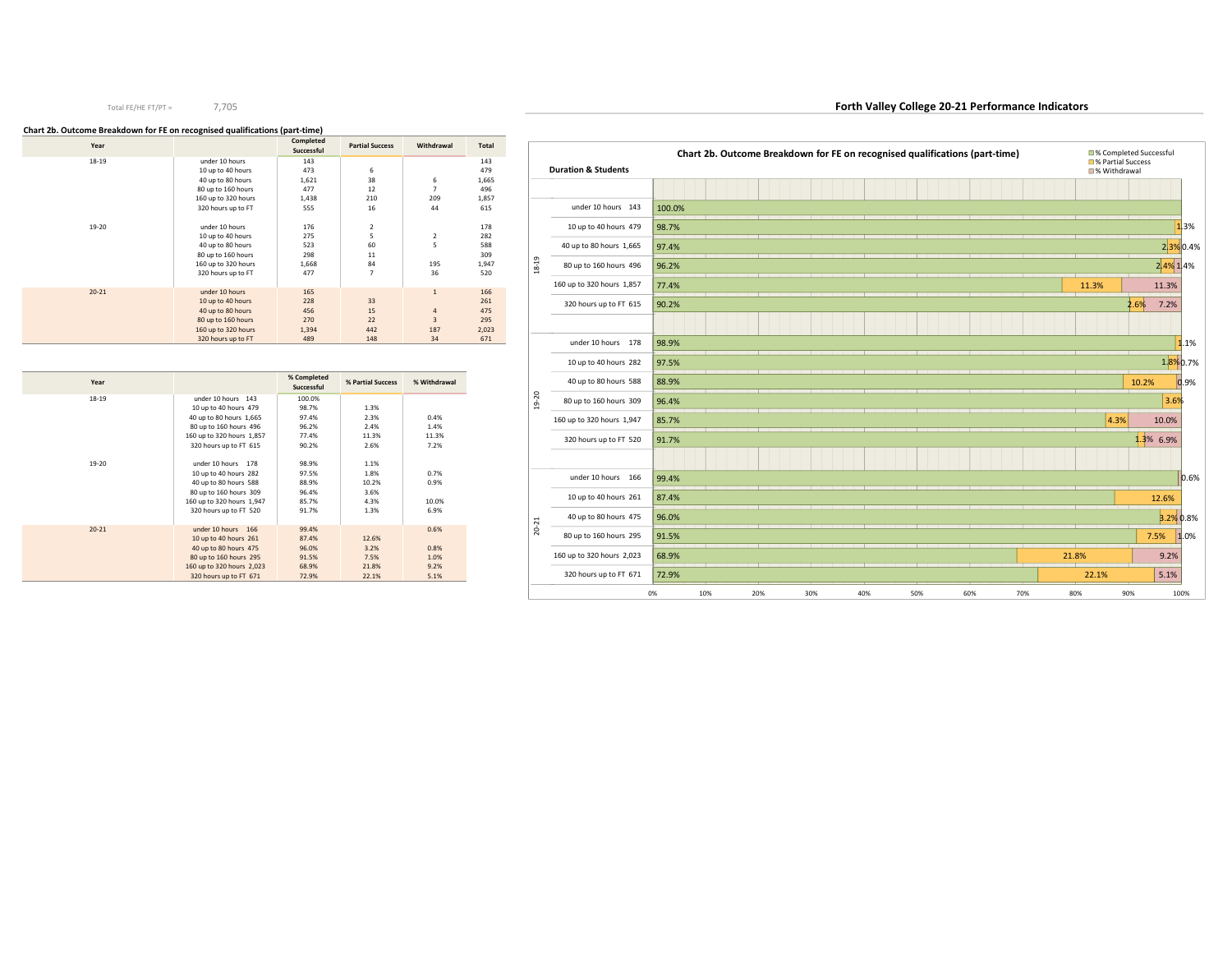Total FE/HE FT/PT = 7,705

## Forth Valley College 20-21 Performance Indicators

### Chart 2b. Outcome Breakdown for FE on recognised qualifications (part-time)

| Year | | Completed Successful | Partial Success | Withdrawal | Total |
|---|---|---|---|---|---|
| 18-19 | under 10 hours | 143 | | | 143 |
| | 10 up to 40 hours | 473 | 6 | | 479 |
| | 40 up to 80 hours | 1,621 | 38 | 6 | 1,665 |
| | 80 up to 160 hours | 477 | 12 | 7 | 496 |
| | 160 up to 320 hours | 1,438 | 210 | 209 | 1,857 |
| | 320 hours up to FT | 555 | 16 | 44 | 615 |
| 19-20 | under 10 hours | 176 | 2 | | 178 |
| | 10 up to 40 hours | 275 | 5 | 2 | 282 |
| | 40 up to 80 hours | 523 | 60 | 5 | 588 |
| | 80 up to 160 hours | 298 | 11 | | 309 |
| | 160 up to 320 hours | 1,668 | 84 | 195 | 1,947 |
| | 320 hours up to FT | 477 | 7 | 36 | 520 |
| 20-21 | under 10 hours | 165 | | 1 | 166 |
| | 10 up to 40 hours | 228 | 33 | | 261 |
| | 40 up to 80 hours | 456 | 15 | 4 | 475 |
| | 80 up to 160 hours | 270 | 22 | 3 | 295 |
| | 160 up to 320 hours | 1,394 | 442 | 187 | 2,023 |
| | 320 hours up to FT | 489 | 148 | 34 | 671 |

| Year | | % Completed Successful | % Partial Success | % Withdrawal |
|---|---|---|---|---|
| 18-19 | under 10 hours 143 | 100.0% | | |
| | 10 up to 40 hours 479 | 98.7% | 1.3% | |
| | 40 up to 80 hours 1,665 | 97.4% | 2.3% | 0.4% |
| | 80 up to 160 hours 496 | 96.2% | 2.4% | 1.4% |
| | 160 up to 320 hours 1,857 | 77.4% | 11.3% | 11.3% |
| | 320 hours up to FT 615 | 90.2% | 2.6% | 7.2% |
| 19-20 | under 10 hours 178 | 98.9% | 1.1% | |
| | 10 up to 40 hours 282 | 97.5% | 1.8% | 0.7% |
| | 40 up to 80 hours 588 | 88.9% | 10.2% | 0.9% |
| | 80 up to 160 hours 309 | 96.4% | 3.6% | |
| | 160 up to 320 hours 1,947 | 85.7% | 4.3% | 10.0% |
| | 320 hours up to FT 520 | 91.7% | 1.3% | 6.9% |
| 20-21 | under 10 hours 166 | 99.4% | | 0.6% |
| | 10 up to 40 hours 261 | 87.4% | 12.6% | |
| | 40 up to 80 hours 475 | 96.0% | 3.2% | 0.8% |
| | 80 up to 160 hours 295 | 91.5% | 7.5% | 1.0% |
| | 160 up to 320 hours 2,023 | 68.9% | 21.8% | 9.2% |
| | 320 hours up to FT 671 | 72.9% | 22.1% | 5.1% |

### Chart 2b. Outcome Breakdown for FE on recognised qualifications (part-time)

| Year | Duration & Students | % Completed Successful | % Partial Success | % Withdrawal |
|---|---|---|---|---|
| 18-19 | under 10 hours 143 | 100.0% | | |
| | 10 up to 40 hours 479 | 98.7% | 1.3% | |
| | 40 up to 80 hours 1,665 | 97.4% | 2.3% | 0.4% |
| | 80 up to 160 hours 496 | 96.2% | 2.4% | 1.4% |
| | 160 up to 320 hours 1,857 | 77.4% | 11.3% | 11.3% |
| | 320 hours up to FT 615 | 90.2% | 2.6% | 7.2% |
| 19-20 | under 10 hours 178 | 98.9% | 1.1% | |
| | 10 up to 40 hours 282 | 97.5% | 1.8% | 0.7% |
| | 40 up to 80 hours 588 | 88.9% | 10.2% | 0.9% |
| | 80 up to 160 hours 309 | 96.4% | 3.6% | |
| | 160 up to 320 hours 1,947 | 85.7% | 4.3% | 10.0% |
| | 320 hours up to FT 520 | 91.7% | 1.3% | 6.9% |
| 20-21 | under 10 hours 166 | 99.4% | | 0.6% |
| | 10 up to 40 hours 261 | 87.4% | 12.6% | |
| | 40 up to 80 hours 475 | 96.0% | 3.2% | 0.8% |
| | 80 up to 160 hours 295 | 91.5% | 7.5% | 1.0% |
| | 160 up to 320 hours 2,023 | 68.9% | 21.8% | 9.2% |
| | 320 hours up to FT 671 | 72.9% | 22.1% | 5.1% |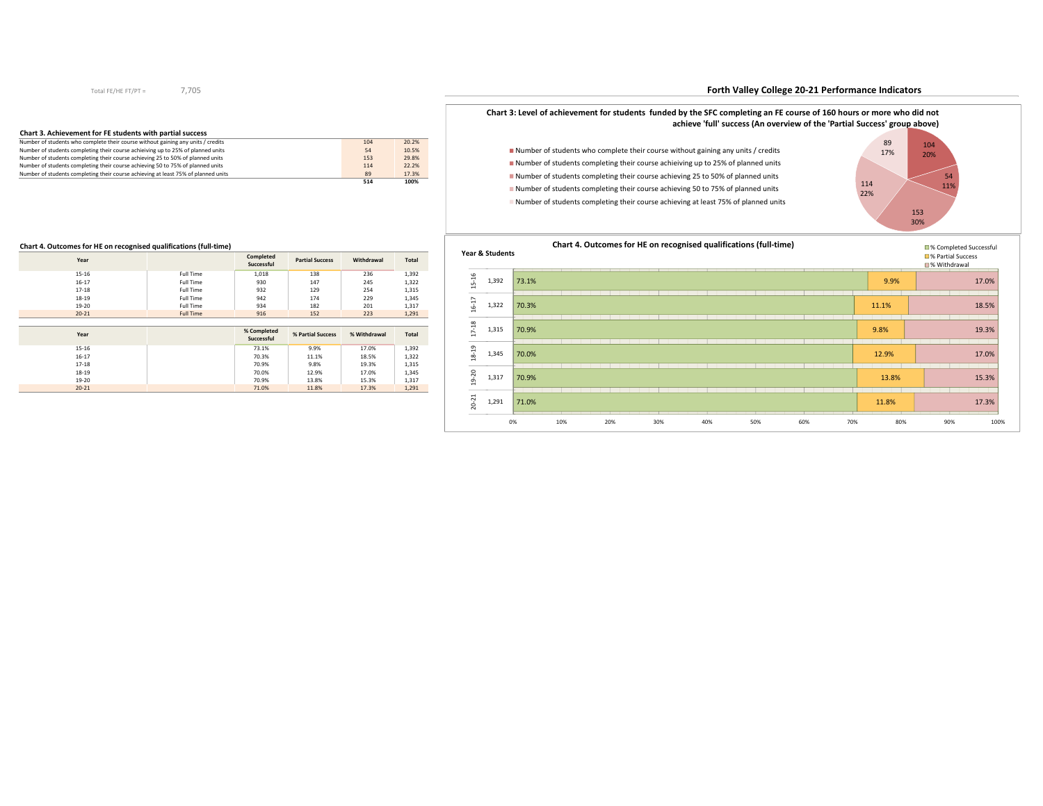Total FE/HE FT/PT = 7,705

# Forth Valley College 20-21 Performance Indicators

### Chart 3. Achievement for FE students with partial success

| | | |
|---|---|---|
| Number of students who complete their course without gaining any units / credits | 104 | 20.2% |
| Number of students completing their course achieiving up to 25% of planned units | 54 | 10.5% |
| Number of students completing their course achieving 25 to 50% of planned units | 153 | 29.8% |
| Number of students completing their course achieving 50 to 75% of planned units | 114 | 22.2% |
| Number of students completing their course achieving at least 75% of planned units | 89 | 17.3% |
| | 514 | 100% |

**Chart 3: Level of achievement for students funded by the SFC completing an FE course of 160 hours or more who did not achieve 'full' success (An overview of the 'Partial Success' group above)**

- Number of students who complete their course without gaining any units / credits: 104 (20%)
- Number of students completing their course achieiving up to 25% of planned units: 54 (11%)
- Number of students completing their course achieving 25 to 50% of planned units: 153 (30%)
- Number of students completing their course achieving 50 to 75% of planned units: 114 (22%)
- Number of students completing their course achieving at least 75% of planned units: 89 (17%)

### Chart 4. Outcomes for HE on recognised qualifications (full-time)

| Year | | Completed Successful | Partial Success | Withdrawal | Total |
|---|---|---|---|---|---|
| 15-16 | Full Time | 1,018 | 138 | 236 | 1,392 |
| 16-17 | Full Time | 930 | 147 | 245 | 1,322 |
| 17-18 | Full Time | 932 | 129 | 254 | 1,315 |
| 18-19 | Full Time | 942 | 174 | 229 | 1,345 |
| 19-20 | Full Time | 934 | 182 | 201 | 1,317 |
| 20-21 | Full Time | 916 | 152 | 223 | 1,291 |

| Year | | % Completed Successful | % Partial Success | % Withdrawal | Total |
|---|---|---|---|---|---|
| 15-16 | | 73.1% | 9.9% | 17.0% | 1,392 |
| 16-17 | | 70.3% | 11.1% | 18.5% | 1,322 |
| 17-18 | | 70.9% | 9.8% | 19.3% | 1,315 |
| 18-19 | | 70.0% | 12.9% | 17.0% | 1,345 |
| 19-20 | | 70.9% | 13.8% | 15.3% | 1,317 |
| 20-21 | | 71.0% | 11.8% | 17.3% | 1,291 |

**Chart 4. Outcomes for HE on recognised qualifications (full-time)**

| Year & Students | | % Completed Successful | % Partial Success | % Withdrawal |
|---|---|---|---|---|
| 15-16 | 1,392 | 73.1% | 9.9% | 17.0% |
| 16-17 | 1,322 | 70.3% | 11.1% | 18.5% |
| 17-18 | 1,315 | 70.9% | 9.8% | 19.3% |
| 18-19 | 1,345 | 70.0% | 12.9% | 17.0% |
| 19-20 | 1,317 | 70.9% | 13.8% | 15.3% |
| 20-21 | 1,291 | 71.0% | 11.8% | 17.3% |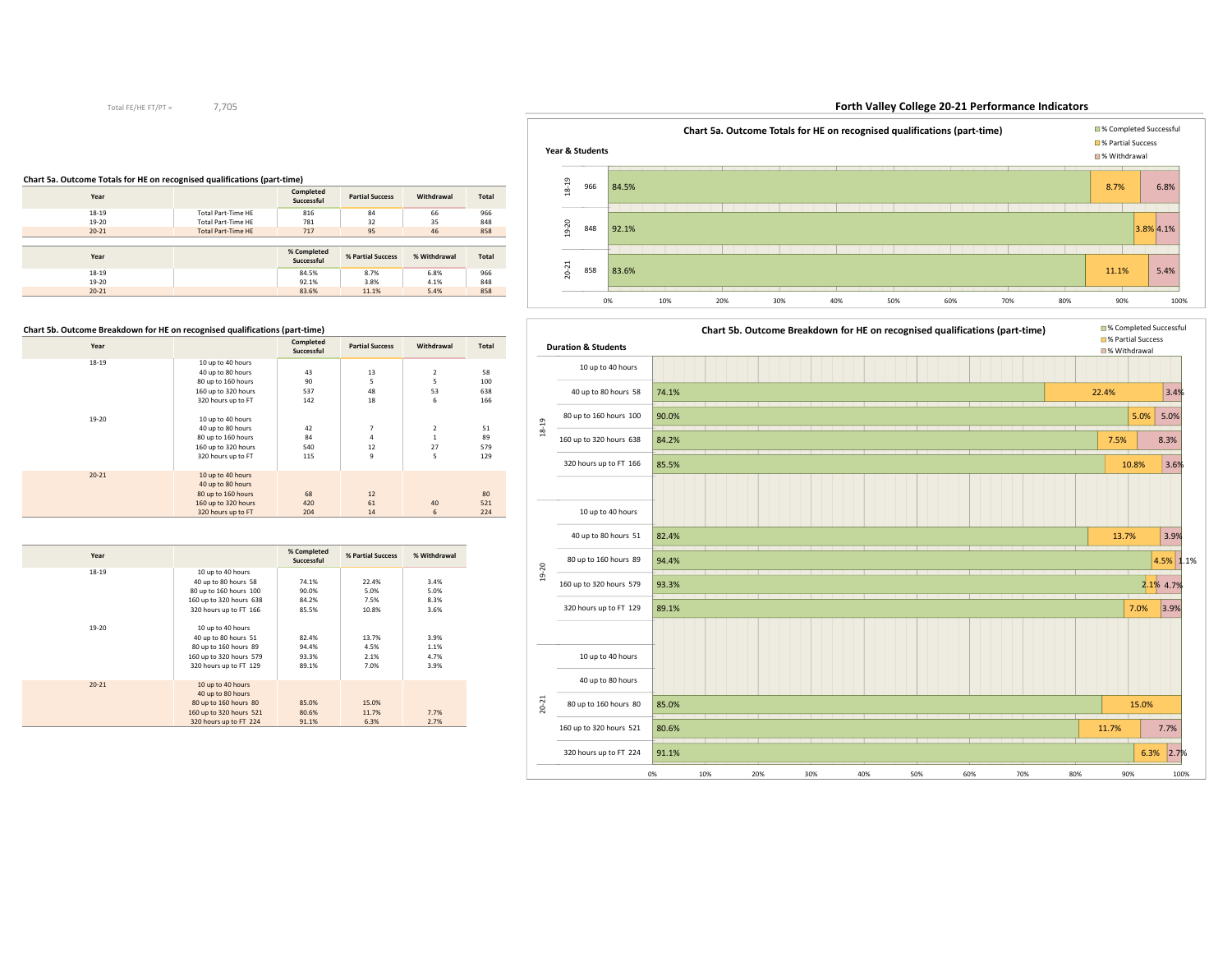Total FE/HE FT/PT = 7,705

## Forth Valley College 20-21 Performance Indicators

### Chart 5a. Outcome Totals for HE on recognised qualifications (part-time)

| Year | | Completed Successful | Partial Success | Withdrawal | Total |
|---|---|---|---|---|---|
| 18-19 | Total Part-Time HE | 816 | 84 | 66 | 966 |
| 19-20 | Total Part-Time HE | 781 | 32 | 35 | 848 |
| 20-21 | Total Part-Time HE | 717 | 95 | 46 | 858 |

| Year | | % Completed Successful | % Partial Success | % Withdrawal | Total |
|---|---|---|---|---|---|
| 18-19 | | 84.5% | 8.7% | 6.8% | 966 |
| 19-20 | | 92.1% | 3.8% | 4.1% | 848 |
| 20-21 | | 83.6% | 11.1% | 5.4% | 858 |

### Chart 5b. Outcome Breakdown for HE on recognised qualifications (part-time)

| Year | | Completed Successful | Partial Success | Withdrawal | Total |
|---|---|---|---|---|---|
| 18-19 | 10 up to 40 hours | | | | |
| | 40 up to 80 hours | 43 | 13 | 2 | 58 |
| | 80 up to 160 hours | 90 | 5 | 5 | 100 |
| | 160 up to 320 hours | 537 | 48 | 53 | 638 |
| | 320 hours up to FT | 142 | 18 | 6 | 166 |
| 19-20 | 10 up to 40 hours | | | | |
| | 40 up to 80 hours | 42 | 7 | 2 | 51 |
| | 80 up to 160 hours | 84 | 4 | 1 | 89 |
| | 160 up to 320 hours | 540 | 12 | 27 | 579 |
| | 320 hours up to FT | 115 | 9 | 5 | 129 |
| 20-21 | 10 up to 40 hours | | | | |
| | 40 up to 80 hours | | | | |
| | 80 up to 160 hours | 68 | 12 | | 80 |
| | 160 up to 320 hours | 420 | 61 | 40 | 521 |
| | 320 hours up to FT | 204 | 14 | 6 | 224 |

| Year | | % Completed Successful | % Partial Success | % Withdrawal |
|---|---|---|---|---|
| 18-19 | 10 up to 40 hours | | | |
| | 40 up to 80 hours 58 | 74.1% | 22.4% | 3.4% |
| | 80 up to 160 hours 100 | 90.0% | 5.0% | 5.0% |
| | 160 up to 320 hours 638 | 84.2% | 7.5% | 8.3% |
| | 320 hours up to FT 166 | 85.5% | 10.8% | 3.6% |
| 19-20 | 10 up to 40 hours | | | |
| | 40 up to 80 hours 51 | 82.4% | 13.7% | 3.9% |
| | 80 up to 160 hours 89 | 94.4% | 4.5% | 1.1% |
| | 160 up to 320 hours 579 | 93.3% | 2.1% | 4.7% |
| | 320 hours up to FT 129 | 89.1% | 7.0% | 3.9% |
| 20-21 | 10 up to 40 hours | | | |
| | 40 up to 80 hours | | | |
| | 80 up to 160 hours 80 | 85.0% | 15.0% | |
| | 160 up to 320 hours 521 | 80.6% | 11.7% | 7.7% |
| | 320 hours up to FT 224 | 91.1% | 6.3% | 2.7% |

Chart 5a. Outcome Totals for HE on recognised qualifications (part-time)

Chart 5b. Outcome Breakdown for HE on recognised qualifications (part-time)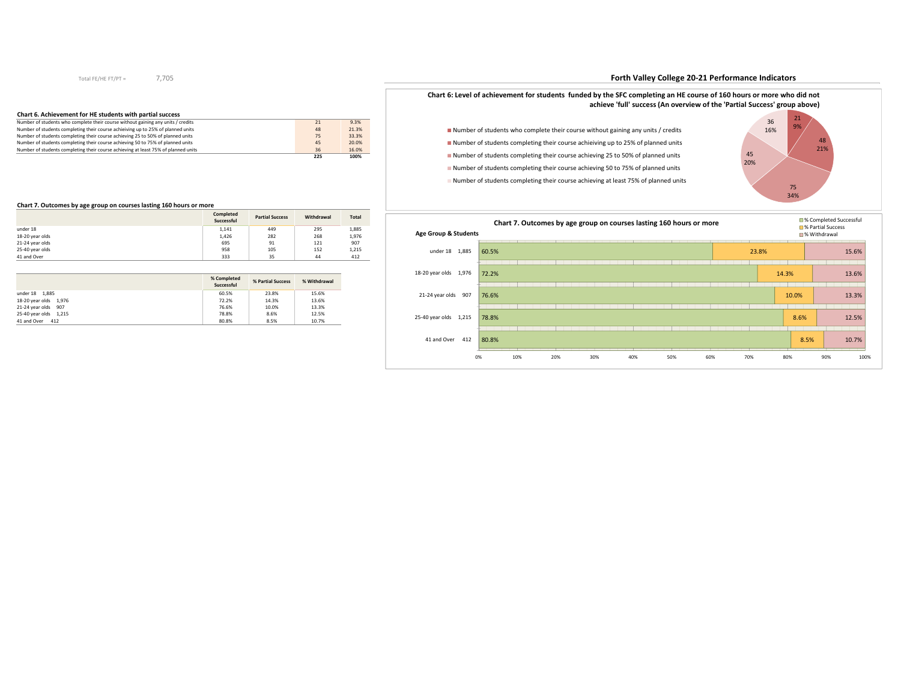Total FE/HE FT/PT = 7,705

## Forth Valley College 20-21 Performance Indicators

### Chart 6. Achievement for HE students with partial success

| | | |
|---|---|---|
| Number of students who complete their course without gaining any units / credits | 21 | 9.3% |
| Number of students completing their course achieiving up to 25% of planned units | 48 | 21.3% |
| Number of students completing their course achieving 25 to 50% of planned units | 75 | 33.3% |
| Number of students completing their course achieving 50 to 75% of planned units | 45 | 20.0% |
| Number of students completing their course achieving at least 75% of planned units | 36 | 16.0% |
| | **225** | **100%** |

**Chart 6: Level of achievement for students funded by the SFC completing an HE course of 160 hours or more who did not achieve 'full' success (An overview of the 'Partial Success' group above)**

- Number of students who complete their course without gaining any units / credits: 21 (9%)
- Number of students completing their course achieiving up to 25% of planned units: 48 (21%)
- Number of students completing their course achieving 25 to 50% of planned units: 75 (34%)
- Number of students completing their course achieving 50 to 75% of planned units: 45 (20%)
- Number of students completing their course achieving at least 75% of planned units: 36 (16%)

### Chart 7. Outcomes by age group on courses lasting 160 hours or more

| | Completed Successful | Partial Success | Withdrawal | Total |
|---|---|---|---|---|
| under 18 | 1,141 | 449 | 295 | 1,885 |
| 18-20 year olds | 1,426 | 282 | 268 | 1,976 |
| 21-24 year olds | 695 | 91 | 121 | 907 |
| 25-40 year olds | 958 | 105 | 152 | 1,215 |
| 41 and Over | 333 | 35 | 44 | 412 |

| | % Completed Successful | % Partial Success | % Withdrawal |
|---|---|---|---|
| under 18 1,885 | 60.5% | 23.8% | 15.6% |
| 18-20 year olds 1,976 | 72.2% | 14.3% | 13.6% |
| 21-24 year olds 907 | 76.6% | 10.0% | 13.3% |
| 25-40 year olds 1,215 | 78.8% | 8.6% | 12.5% |
| 41 and Over 412 | 80.8% | 8.5% | 10.7% |

**Chart 7. Outcomes by age group on courses lasting 160 hours or more**

| Age Group & Students | % Completed Successful | % Partial Success | % Withdrawal |
|---|---|---|---|
| under 18 1,885 | 60.5% | 23.8% | 15.6% |
| 18-20 year olds 1,976 | 72.2% | 14.3% | 13.6% |
| 21-24 year olds 907 | 76.6% | 10.0% | 13.3% |
| 25-40 year olds 1,215 | 78.8% | 8.6% | 12.5% |
| 41 and Over 412 | 80.8% | 8.5% | 10.7% |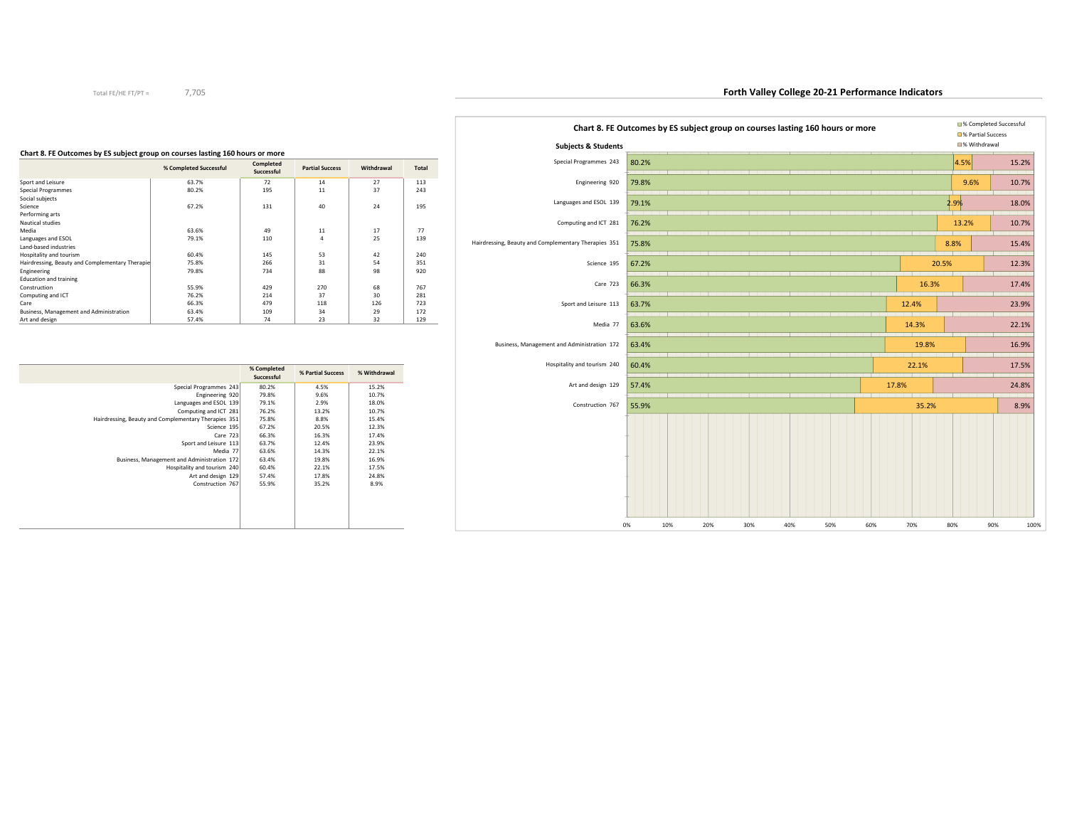Total FE/HE FT/PT = 7,705

## Forth Valley College 20-21 Performance Indicators

### Chart 8. FE Outcomes by ES subject group on courses lasting 160 hours or more

| | % Completed Successful | Completed Successful | Partial Success | Withdrawal | Total |
|---|---|---|---|---|---|
| Sport and Leisure | 63.7% | 72 | 14 | 27 | 113 |
| Special Programmes | 80.2% | 195 | 11 | 37 | 243 |
| Social subjects | | | | | |
| Science | 67.2% | 131 | 40 | 24 | 195 |
| Performing arts | | | | | |
| Nautical studies | | | | | |
| Media | 63.6% | 49 | 11 | 17 | 77 |
| Languages and ESOL | 79.1% | 110 | 4 | 25 | 139 |
| Land-based industries | | | | | |
| Hospitality and tourism | 60.4% | 145 | 53 | 42 | 240 |
| Hairdressing, Beauty and Complementary Therapie | 75.8% | 266 | 31 | 54 | 351 |
| Engineering | 79.8% | 734 | 88 | 98 | 920 |
| Education and training | | | | | |
| Construction | 55.9% | 429 | 270 | 68 | 767 |
| Computing and ICT | 76.2% | 214 | 37 | 30 | 281 |
| Care | 66.3% | 479 | 118 | 126 | 723 |
| Business, Management and Administration | 63.4% | 109 | 34 | 29 | 172 |
| Art and design | 57.4% | 74 | 23 | 32 | 129 |

| | % Completed Successful | % Partial Success | % Withdrawal |
|---|---|---|---|
| Special Programmes 243 | 80.2% | 4.5% | 15.2% |
| Engineering 920 | 79.8% | 9.6% | 10.7% |
| Languages and ESOL 139 | 79.1% | 2.9% | 18.0% |
| Computing and ICT 281 | 76.2% | 13.2% | 10.7% |
| Hairdressing, Beauty and Complementary Therapies 351 | 75.8% | 8.8% | 15.4% |
| Science 195 | 67.2% | 20.5% | 12.3% |
| Care 723 | 66.3% | 16.3% | 17.4% |
| Sport and Leisure 113 | 63.7% | 12.4% | 23.9% |
| Media 77 | 63.6% | 14.3% | 22.1% |
| Business, Management and Administration 172 | 63.4% | 19.8% | 16.9% |
| Hospitality and tourism 240 | 60.4% | 22.1% | 17.5% |
| Art and design 129 | 57.4% | 17.8% | 24.8% |
| Construction 767 | 55.9% | 35.2% | 8.9% |

### Chart 8. FE Outcomes by ES subject group on courses lasting 160 hours or more

Subjects & Students

Legend: % Completed Successful, % Partial Success, % Withdrawal

| Subjects & Students | % Completed Successful | % Partial Success | % Withdrawal |
|---|---|---|---|
| Special Programmes 243 | 80.2% | 4.5% | 15.2% |
| Engineering 920 | 79.8% | 9.6% | 10.7% |
| Languages and ESOL 139 | 79.1% | 2.9% | 18.0% |
| Computing and ICT 281 | 76.2% | 13.2% | 10.7% |
| Hairdressing, Beauty and Complementary Therapies 351 | 75.8% | 8.8% | 15.4% |
| Science 195 | 67.2% | 20.5% | 12.3% |
| Care 723 | 66.3% | 16.3% | 17.4% |
| Sport and Leisure 113 | 63.7% | 12.4% | 23.9% |
| Media 77 | 63.6% | 14.3% | 22.1% |
| Business, Management and Administration 172 | 63.4% | 19.8% | 16.9% |
| Hospitality and tourism 240 | 60.4% | 22.1% | 17.5% |
| Art and design 129 | 57.4% | 17.8% | 24.8% |
| Construction 767 | 55.9% | 35.2% | 8.9% |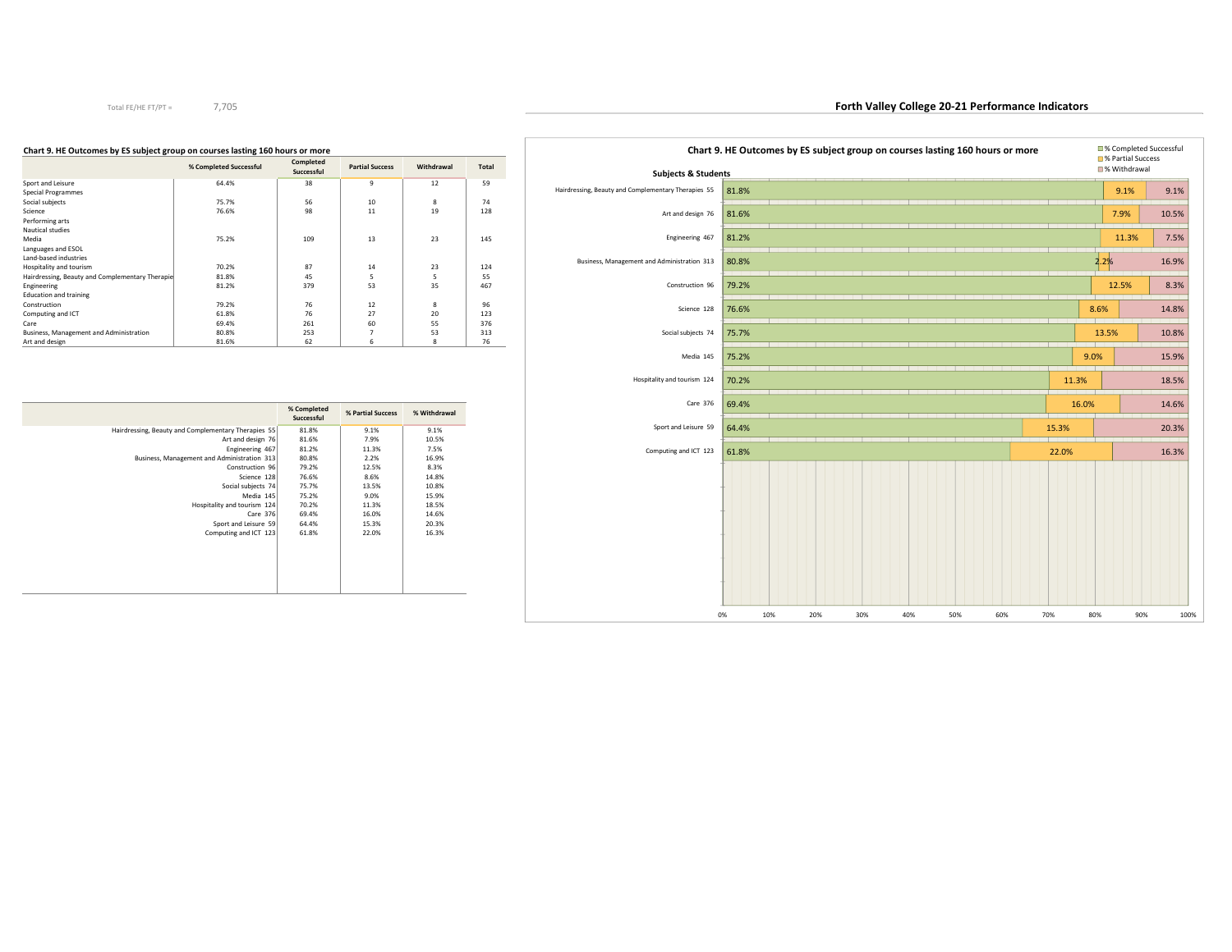Total FE/HE FT/PT = 7,705

## Forth Valley College 20-21 Performance Indicators

### Chart 9. HE Outcomes by ES subject group on courses lasting 160 hours or more

| | % Completed Successful | Completed Successful | Partial Success | Withdrawal | Total |
|---|---|---|---|---|---|
| Sport and Leisure | 64.4% | 38 | 9 | 12 | 59 |
| Special Programmes | | | | | |
| Social subjects | 75.7% | 56 | 10 | 8 | 74 |
| Science | 76.6% | 98 | 11 | 19 | 128 |
| Performing arts | | | | | |
| Nautical studies | | | | | |
| Media | 75.2% | 109 | 13 | 23 | 145 |
| Languages and ESOL | | | | | |
| Land-based industries | | | | | |
| Hospitality and tourism | 70.2% | 87 | 14 | 23 | 124 |
| Hairdressing, Beauty and Complementary Therapie | 81.8% | 45 | 5 | 5 | 55 |
| Engineering | 81.2% | 379 | 53 | 35 | 467 |
| Education and training | | | | | |
| Construction | 79.2% | 76 | 12 | 8 | 96 |
| Computing and ICT | 61.8% | 76 | 27 | 20 | 123 |
| Care | 69.4% | 261 | 60 | 55 | 376 |
| Business, Management and Administration | 80.8% | 253 | 7 | 53 | 313 |
| Art and design | 81.6% | 62 | 6 | 8 | 76 |

| | % Completed Successful | % Partial Success | % Withdrawal |
|---|---|---|---|
| Hairdressing, Beauty and Complementary Therapies 55 | 81.8% | 9.1% | 9.1% |
| Art and design 76 | 81.6% | 7.9% | 10.5% |
| Engineering 467 | 81.2% | 11.3% | 7.5% |
| Business, Management and Administration 313 | 80.8% | 2.2% | 16.9% |
| Construction 96 | 79.2% | 12.5% | 8.3% |
| Science 128 | 76.6% | 8.6% | 14.8% |
| Social subjects 74 | 75.7% | 13.5% | 10.8% |
| Media 145 | 75.2% | 9.0% | 15.9% |
| Hospitality and tourism 124 | 70.2% | 11.3% | 18.5% |
| Care 376 | 69.4% | 16.0% | 14.6% |
| Sport and Leisure 59 | 64.4% | 15.3% | 20.3% |
| Computing and ICT 123 | 61.8% | 22.0% | 16.3% |

### Chart 9. HE Outcomes by ES subject group on courses lasting 160 hours or more

Subjects & Students

| Subjects & Students | % Completed Successful | % Partial Success | % Withdrawal |
|---|---|---|---|
| Hairdressing, Beauty and Complementary Therapies 55 | 81.8% | 9.1% | 9.1% |
| Art and design 76 | 81.6% | 7.9% | 10.5% |
| Engineering 467 | 81.2% | 11.3% | 7.5% |
| Business, Management and Administration 313 | 80.8% | 2.2% | 16.9% |
| Construction 96 | 79.2% | 12.5% | 8.3% |
| Science 128 | 76.6% | 8.6% | 14.8% |
| Social subjects 74 | 75.7% | 13.5% | 10.8% |
| Media 145 | 75.2% | 9.0% | 15.9% |
| Hospitality and tourism 124 | 70.2% | 11.3% | 18.5% |
| Care 376 | 69.4% | 16.0% | 14.6% |
| Sport and Leisure 59 | 64.4% | 15.3% | 20.3% |
| Computing and ICT 123 | 61.8% | 22.0% | 16.3% |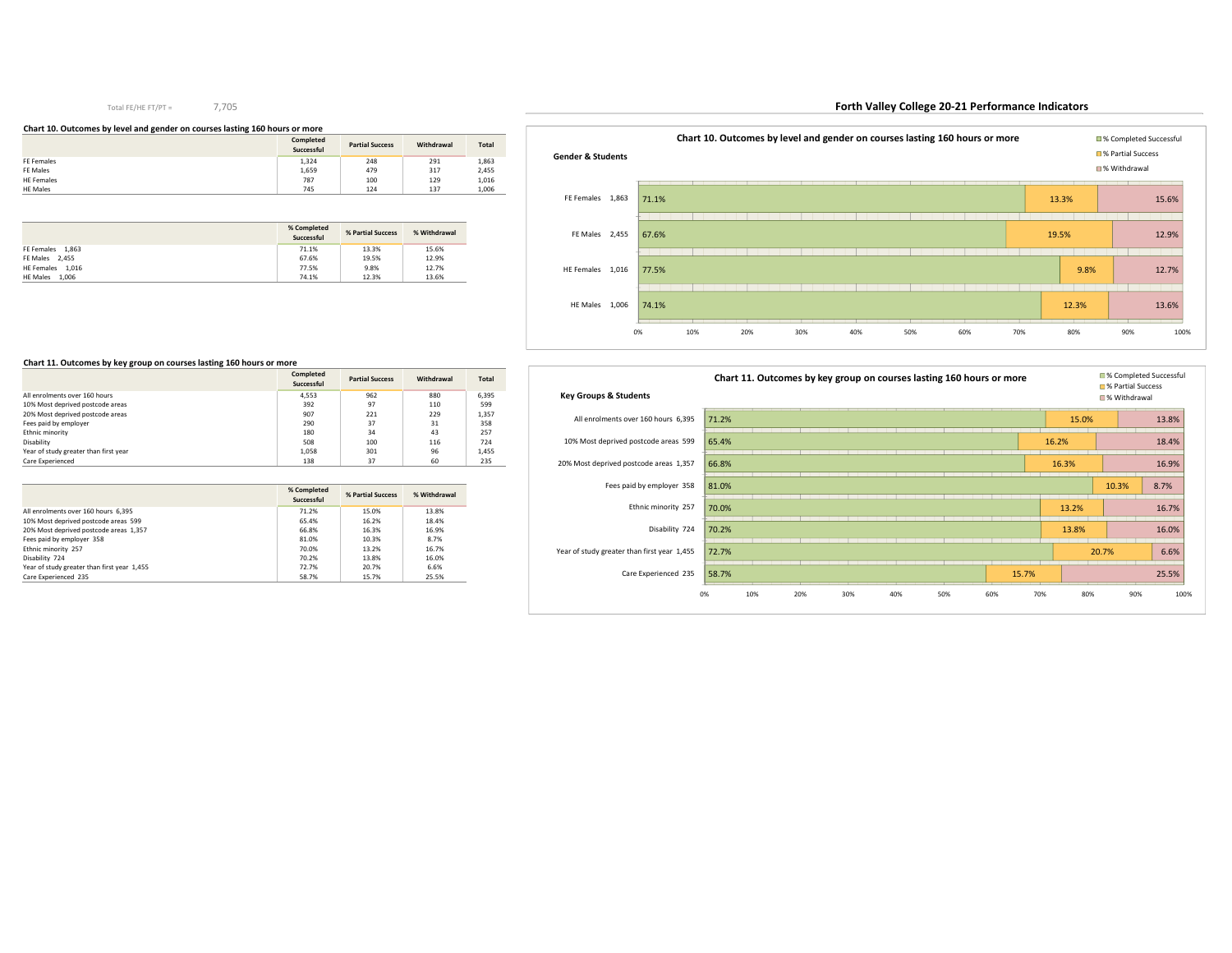Total FE/HE FT/PT = 7,705

## Forth Valley College 20-21 Performance Indicators

### Chart 10. Outcomes by level and gender on courses lasting 160 hours or more

| | Completed Successful | Partial Success | Withdrawal | Total |
|---|---|---|---|---|
| FE Females | 1,324 | 248 | 291 | 1,863 |
| FE Males | 1,659 | 479 | 317 | 2,455 |
| HE Females | 787 | 100 | 129 | 1,016 |
| HE Males | 745 | 124 | 137 | 1,006 |

| | % Completed Successful | % Partial Success | % Withdrawal |
|---|---|---|---|
| FE Females 1,863 | 71.1% | 13.3% | 15.6% |
| FE Males 2,455 | 67.6% | 19.5% | 12.9% |
| HE Females 1,016 | 77.5% | 9.8% | 12.7% |
| HE Males 1,006 | 74.1% | 12.3% | 13.6% |

### Chart 11. Outcomes by key group on courses lasting 160 hours or more

| | Completed Successful | Partial Success | Withdrawal | Total |
|---|---|---|---|---|
| All enrolments over 160 hours | 4,553 | 962 | 880 | 6,395 |
| 10% Most deprived postcode areas | 392 | 97 | 110 | 599 |
| 20% Most deprived postcode areas | 907 | 221 | 229 | 1,357 |
| Fees paid by employer | 290 | 37 | 31 | 358 |
| Ethnic minority | 180 | 34 | 43 | 257 |
| Disability | 508 | 100 | 116 | 724 |
| Year of study greater than first year | 1,058 | 301 | 96 | 1,455 |
| Care Experienced | 138 | 37 | 60 | 235 |

| | % Completed Successful | % Partial Success | % Withdrawal |
|---|---|---|---|
| All enrolments over 160 hours 6,395 | 71.2% | 15.0% | 13.8% |
| 10% Most deprived postcode areas 599 | 65.4% | 16.2% | 18.4% |
| 20% Most deprived postcode areas 1,357 | 66.8% | 16.3% | 16.9% |
| Fees paid by employer 358 | 81.0% | 10.3% | 8.7% |
| Ethnic minority 257 | 70.0% | 13.2% | 16.7% |
| Disability 724 | 70.2% | 13.8% | 16.0% |
| Year of study greater than first year 1,455 | 72.7% | 20.7% | 6.6% |
| Care Experienced 235 | 58.7% | 15.7% | 25.5% |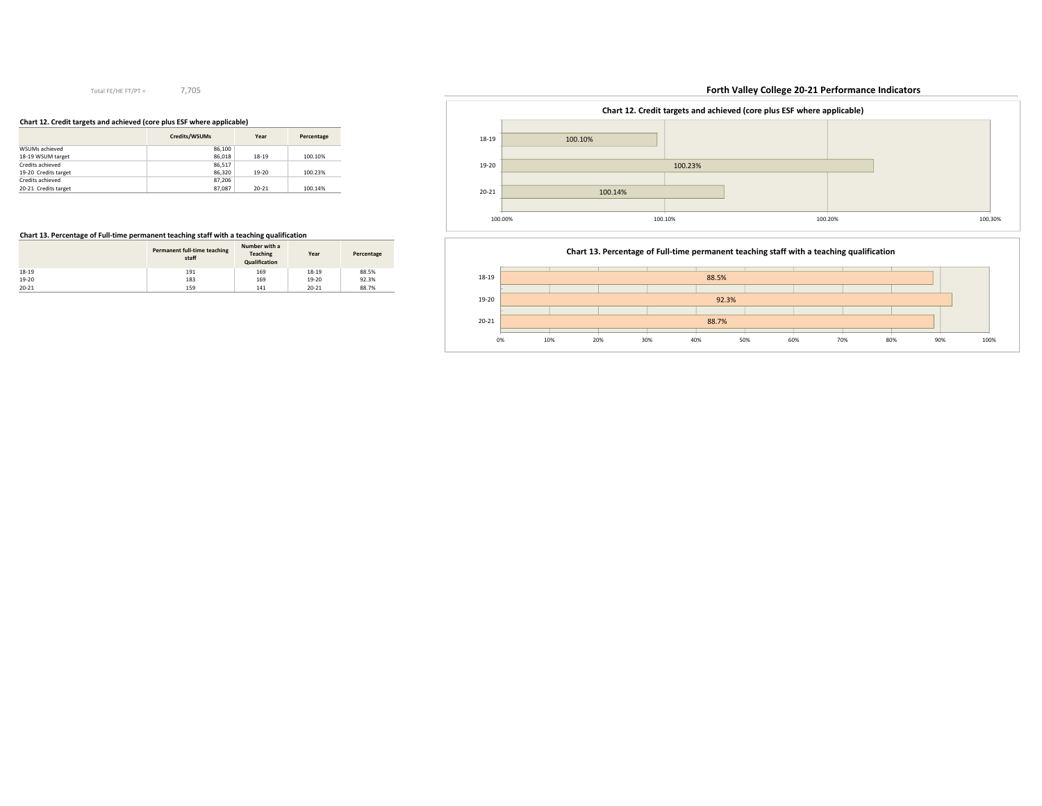Total FE/HE FT/PT = 7,705

## Forth Valley College 20-21 Performance Indicators

### Chart 12. Credit targets and achieved (core plus ESF where applicable)

| | Credits/WSUMs | Year | Percentage |
|---|---|---|---|
| WSUMs achieved | 86,100 | | |
| 18-19 WSUM target | 86,018 | 18-19 | 100.10% |
| Credits achieved | 86,517 | | |
| 19-20 Credits target | 86,320 | 19-20 | 100.23% |
| Credits achieved | 87,206 | | |
| 20-21 Credits target | 87,087 | 20-21 | 100.14% |

Chart 12. Credit targets and achieved (core plus ESF where applicable)

18-19
19-20
20-21

100.10%
100.23%
100.14%

100.00%
100.10%
100.20%
100.30%

### Chart 13. Percentage of Full-time permanent teaching staff with a teaching qualification

| | Permanent full-time teaching staff | Number with a Teaching Qualification | Year | Percentage |
|---|---|---|---|---|
| 18-19 | 191 | 169 | 18-19 | 88.5% |
| 19-20 | 183 | 169 | 19-20 | 92.3% |
| 20-21 | 159 | 141 | 20-21 | 88.7% |

Chart 13. Percentage of Full-time permanent teaching staff with a teaching qualification

18-19
19-20
20-21

88.5%
92.3%
88.7%

0%
10%
20%
30%
40%
50%
60%
70%
80%
90%
100%